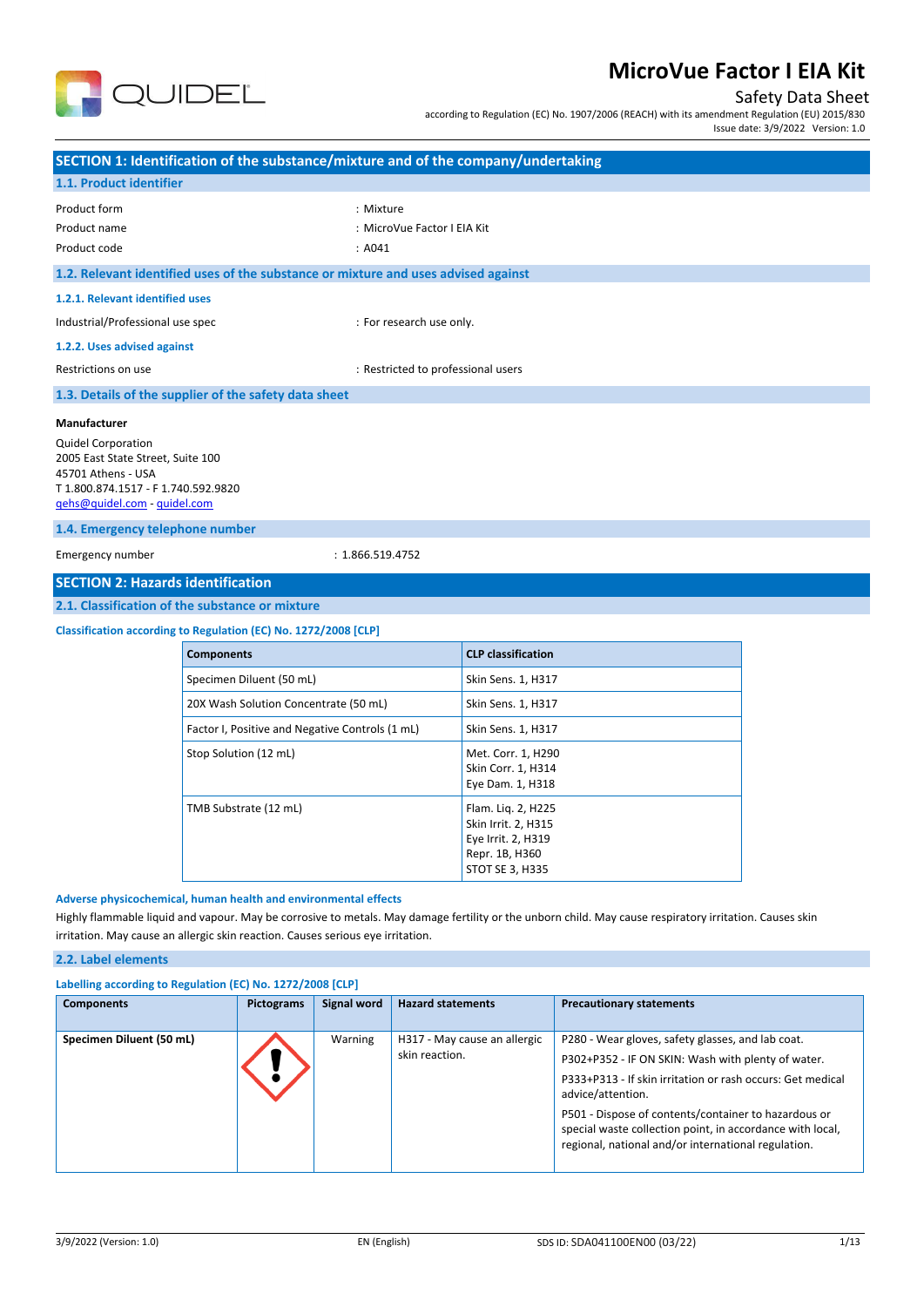# MicroVue Factor I EIA Kit

Safety Data Sheet

according to Regulation (EC) No. 1907/2006 (REACH) with its amendment Regulation (EU) 2015/830

Issue date: 3/9/2022 Version: 1.0

## SECTION 1: Identification of the substance/mixture and of the company/undertaking

### 1.1. Product identifier

| | |
|---|---|
| Product form | : Mixture |
| Product name | : MicroVue Factor I EIA Kit |
| Product code | : A041 |

### 1.2. Relevant identified uses of the substance or mixture and uses advised against

#### 1.2.1. Relevant identified uses

Industrial/Professional use spec : For research use only.

#### 1.2.2. Uses advised against

Restrictions on use : Restricted to professional users

### 1.3. Details of the supplier of the safety data sheet

**Manufacturer**

Quidel Corporation
2005 East State Street, Suite 100
45701 Athens - USA
T 1.800.874.1517 - F 1.740.592.9820
qehs@quidel.com - quidel.com

### 1.4. Emergency telephone number

Emergency number : 1.866.519.4752

## SECTION 2: Hazards identification

### 2.1. Classification of the substance or mixture

**Classification according to Regulation (EC) No. 1272/2008 [CLP]**

| Components | CLP classification |
|---|---|
| Specimen Diluent (50 mL) | Skin Sens. 1, H317 |
| 20X Wash Solution Concentrate (50 mL) | Skin Sens. 1, H317 |
| Factor I, Positive and Negative Controls (1 mL) | Skin Sens. 1, H317 |
| Stop Solution (12 mL) | Met. Corr. 1, H290<br>Skin Corr. 1, H314<br>Eye Dam. 1, H318 |
| TMB Substrate (12 mL) | Flam. Liq. 2, H225<br>Skin Irrit. 2, H315<br>Eye Irrit. 2, H319<br>Repr. 1B, H360<br>STOT SE 3, H335 |

**Adverse physicochemical, human health and environmental effects**

Highly flammable liquid and vapour. May be corrosive to metals. May damage fertility or the unborn child. May cause respiratory irritation. Causes skin irritation. May cause an allergic skin reaction. Causes serious eye irritation.

### 2.2. Label elements

**Labelling according to Regulation (EC) No. 1272/2008 [CLP]**

| Components | Pictograms | Signal word | Hazard statements | Precautionary statements |
|---|---|---|---|---|
| **Specimen Diluent (50 mL)** | | Warning | H317 - May cause an allergic skin reaction. | P280 - Wear gloves, safety glasses, and lab coat.<br>P302+P352 - IF ON SKIN: Wash with plenty of water.<br>P333+P313 - If skin irritation or rash occurs: Get medical advice/attention.<br>P501 - Dispose of contents/container to hazardous or special waste collection point, in accordance with local, regional, national and/or international regulation. |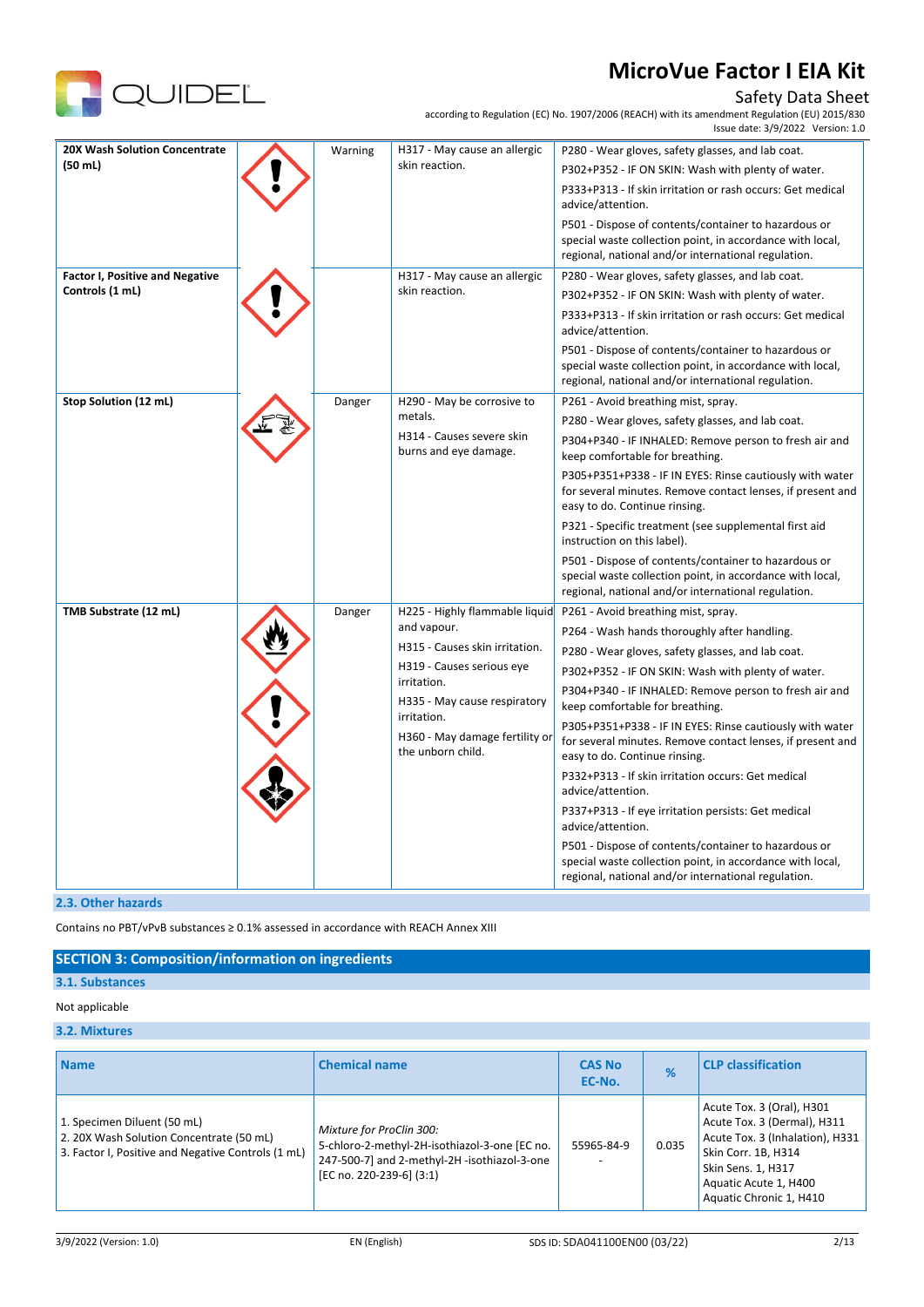| | | | | |
|---|---|---|---|---|
| **20X Wash Solution Concentrate (50 mL)** | | Warning | H317 - May cause an allergic skin reaction. | P280 - Wear gloves, safety glasses, and lab coat.<br>P302+P352 - IF ON SKIN: Wash with plenty of water.<br>P333+P313 - If skin irritation or rash occurs: Get medical advice/attention.<br>P501 - Dispose of contents/container to hazardous or special waste collection point, in accordance with local, regional, national and/or international regulation. |
| **Factor I, Positive and Negative Controls (1 mL)** | | | H317 - May cause an allergic skin reaction. | P280 - Wear gloves, safety glasses, and lab coat.<br>P302+P352 - IF ON SKIN: Wash with plenty of water.<br>P333+P313 - If skin irritation or rash occurs: Get medical advice/attention.<br>P501 - Dispose of contents/container to hazardous or special waste collection point, in accordance with local, regional, national and/or international regulation. |
| **Stop Solution (12 mL)** | | Danger | H290 - May be corrosive to metals.<br>H314 - Causes severe skin burns and eye damage. | P261 - Avoid breathing mist, spray.<br>P280 - Wear gloves, safety glasses, and lab coat.<br>P304+P340 - IF INHALED: Remove person to fresh air and keep comfortable for breathing.<br>P305+P351+P338 - IF IN EYES: Rinse cautiously with water for several minutes. Remove contact lenses, if present and easy to do. Continue rinsing.<br>P321 - Specific treatment (see supplemental first aid instruction on this label).<br>P501 - Dispose of contents/container to hazardous or special waste collection point, in accordance with local, regional, national and/or international regulation. |
| **TMB Substrate (12 mL)** | | Danger | H225 - Highly flammable liquid and vapour.<br>H315 - Causes skin irritation.<br>H319 - Causes serious eye irritation.<br>H335 - May cause respiratory irritation.<br>H360 - May damage fertility or the unborn child. | P261 - Avoid breathing mist, spray.<br>P264 - Wash hands thoroughly after handling.<br>P280 - Wear gloves, safety glasses, and lab coat.<br>P302+P352 - IF ON SKIN: Wash with plenty of water.<br>P304+P340 - IF INHALED: Remove person to fresh air and keep comfortable for breathing.<br>P305+P351+P338 - IF IN EYES: Rinse cautiously with water for several minutes. Remove contact lenses, if present and easy to do. Continue rinsing.<br>P332+P313 - If skin irritation occurs: Get medical advice/attention.<br>P337+P313 - If eye irritation persists: Get medical advice/attention.<br>P501 - Dispose of contents/container to hazardous or special waste collection point, in accordance with local, regional, national and/or international regulation. |

### 2.3. Other hazards

Contains no PBT/vPvB substances ≥ 0.1% assessed in accordance with REACH Annex XIII

## SECTION 3: Composition/information on ingredients

### 3.1. Substances

Not applicable

### 3.2. Mixtures

| Name | Chemical name | CAS No<br>EC-No. | % | CLP classification |
|---|---|---|---|---|
| 1. Specimen Diluent (50 mL)<br>2. 20X Wash Solution Concentrate (50 mL)<br>3. Factor I, Positive and Negative Controls (1 mL) | *Mixture for ProClin 300:*<br>5-chloro-2-methyl-2H-isothiazol-3-one [EC no. 247-500-7] and 2-methyl-2H -isothiazol-3-one [EC no. 220-239-6] (3:1) | 55965-84-9<br>- | 0.035 | Acute Tox. 3 (Oral), H301<br>Acute Tox. 3 (Dermal), H311<br>Acute Tox. 3 (Inhalation), H331<br>Skin Corr. 1B, H314<br>Skin Sens. 1, H317<br>Aquatic Acute 1, H400<br>Aquatic Chronic 1, H410 |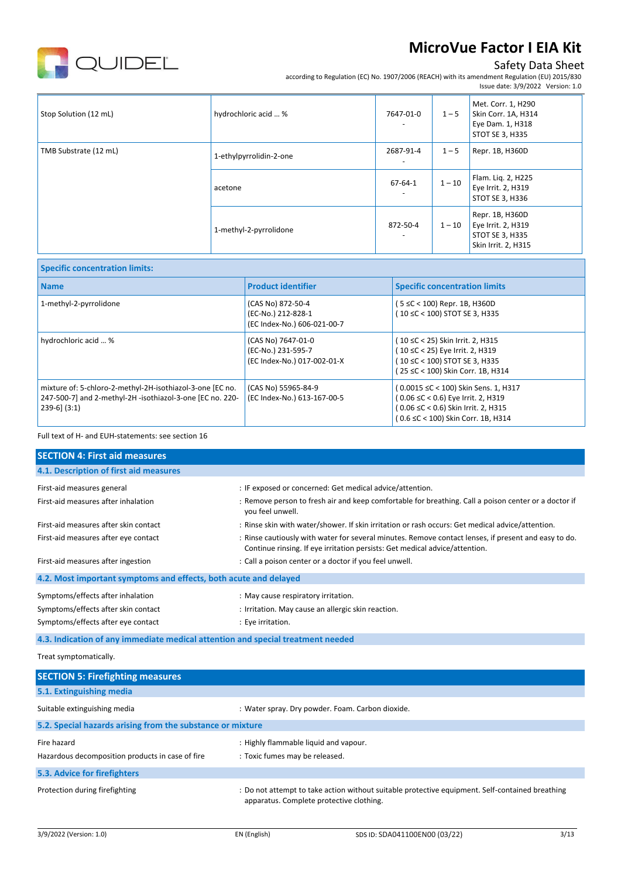| | | | | |
|---|---|---|---|---|
| Stop Solution (12 mL) | hydrochloric acid ... % | 7647-01-0<br>- | 1 – 5 | Met. Corr. 1, H290<br>Skin Corr. 1A, H314<br>Eye Dam. 1, H318<br>STOT SE 3, H335 |
| TMB Substrate (12 mL) | 1-ethylpyrrolidin-2-one | 2687-91-4<br>- | 1 – 5 | Repr. 1B, H360D |
| | acetone | 67-64-1<br>- | 1 – 10 | Flam. Liq. 2, H225<br>Eye Irrit. 2, H319<br>STOT SE 3, H336 |
| | 1-methyl-2-pyrrolidone | 872-50-4<br>- | 1 – 10 | Repr. 1B, H360D<br>Eye Irrit. 2, H319<br>STOT SE 3, H335<br>Skin Irrit. 2, H315 |

**Specific concentration limits:**

| Name | Product identifier | Specific concentration limits |
|---|---|---|
| 1-methyl-2-pyrrolidone | (CAS No) 872-50-4<br>(EC-No.) 212-828-1<br>(EC Index-No.) 606-021-00-7 | ( 5 ≤C < 100) Repr. 1B, H360D<br>( 10 ≤C < 100) STOT SE 3, H335 |
| hydrochloric acid ... % | (CAS No) 7647-01-0<br>(EC-No.) 231-595-7<br>(EC Index-No.) 017-002-01-X | ( 10 ≤C < 25) Skin Irrit. 2, H315<br>( 10 ≤C < 25) Eye Irrit. 2, H319<br>( 10 ≤C < 100) STOT SE 3, H335<br>( 25 ≤C < 100) Skin Corr. 1B, H314 |
| mixture of: 5-chloro-2-methyl-2H-isothiazol-3-one [EC no. 247-500-7] and 2-methyl-2H -isothiazol-3-one [EC no. 220-239-6] (3:1) | (CAS No) 55965-84-9<br>(EC Index-No.) 613-167-00-5 | ( 0.0015 ≤C < 100) Skin Sens. 1, H317<br>( 0.06 ≤C < 0.6) Eye Irrit. 2, H319<br>( 0.06 ≤C < 0.6) Skin Irrit. 2, H315<br>( 0.6 ≤C < 100) Skin Corr. 1B, H314 |

Full text of H- and EUH-statements: see section 16

## SECTION 4: First aid measures

### 4.1. Description of first aid measures

First-aid measures general : IF exposed or concerned: Get medical advice/attention.

First-aid measures after inhalation : Remove person to fresh air and keep comfortable for breathing. Call a poison center or a doctor if you feel unwell.

First-aid measures after skin contact : Rinse skin with water/shower. If skin irritation or rash occurs: Get medical advice/attention.

First-aid measures after eye contact : Rinse cautiously with water for several minutes. Remove contact lenses, if present and easy to do. Continue rinsing. If eye irritation persists: Get medical advice/attention.

First-aid measures after ingestion : Call a poison center or a doctor if you feel unwell.

### 4.2. Most important symptoms and effects, both acute and delayed

Symptoms/effects after inhalation : May cause respiratory irritation.

Symptoms/effects after skin contact : Irritation. May cause an allergic skin reaction.

Symptoms/effects after eye contact : Eye irritation.

### 4.3. Indication of any immediate medical attention and special treatment needed

Treat symptomatically.

## SECTION 5: Firefighting measures

### 5.1. Extinguishing media

Suitable extinguishing media : Water spray. Dry powder. Foam. Carbon dioxide.

### 5.2. Special hazards arising from the substance or mixture

Fire hazard : Highly flammable liquid and vapour.

Hazardous decomposition products in case of fire : Toxic fumes may be released.

### 5.3. Advice for firefighters

Protection during firefighting : Do not attempt to take action without suitable protective equipment. Self-contained breathing apparatus. Complete protective clothing.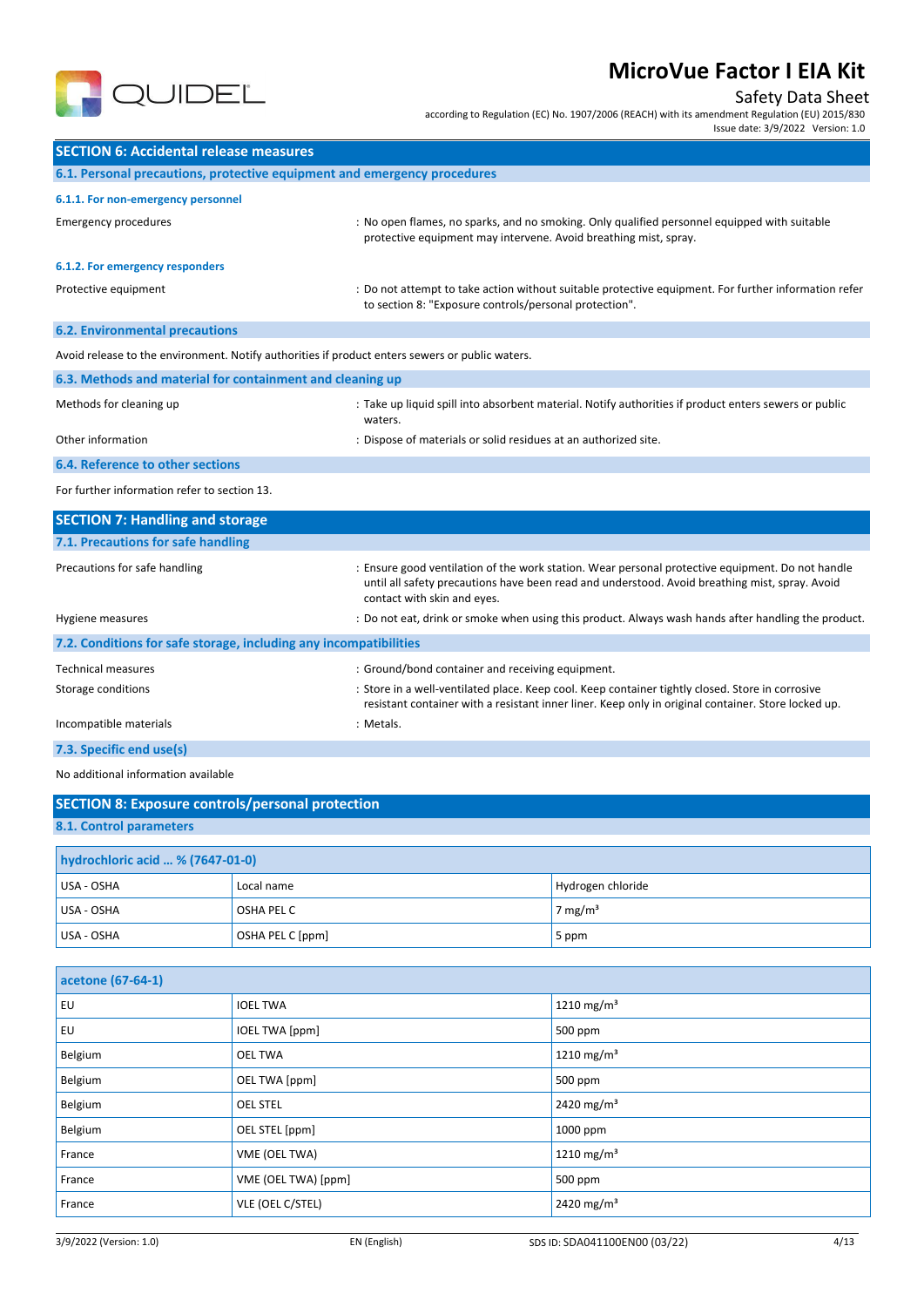## SECTION 6: Accidental release measures

### 6.1. Personal precautions, protective equipment and emergency procedures

#### 6.1.1. For non-emergency personnel

Emergency procedures : No open flames, no sparks, and no smoking. Only qualified personnel equipped with suitable protective equipment may intervene. Avoid breathing mist, spray.

#### 6.1.2. For emergency responders

Protective equipment : Do not attempt to take action without suitable protective equipment. For further information refer to section 8: "Exposure controls/personal protection".

### 6.2. Environmental precautions

Avoid release to the environment. Notify authorities if product enters sewers or public waters.

### 6.3. Methods and material for containment and cleaning up

Methods for cleaning up : Take up liquid spill into absorbent material. Notify authorities if product enters sewers or public waters.

Other information : Dispose of materials or solid residues at an authorized site.

### 6.4. Reference to other sections

For further information refer to section 13.

## SECTION 7: Handling and storage

### 7.1. Precautions for safe handling

Precautions for safe handling : Ensure good ventilation of the work station. Wear personal protective equipment. Do not handle until all safety precautions have been read and understood. Avoid breathing mist, spray. Avoid contact with skin and eyes.

Hygiene measures : Do not eat, drink or smoke when using this product. Always wash hands after handling the product.

### 7.2. Conditions for safe storage, including any incompatibilities

Technical measures : Ground/bond container and receiving equipment.

Storage conditions : Store in a well-ventilated place. Keep cool. Keep container tightly closed. Store in corrosive resistant container with a resistant inner liner. Keep only in original container. Store locked up.

Incompatible materials : Metals.

### 7.3. Specific end use(s)

No additional information available

## SECTION 8: Exposure controls/personal protection

### 8.1. Control parameters

| hydrochloric acid ... % (7647-01-0) | | |
|---|---|---|
| USA - OSHA | Local name | Hydrogen chloride |
| USA - OSHA | OSHA PEL C | 7 mg/m³ |
| USA - OSHA | OSHA PEL C [ppm] | 5 ppm |

| acetone (67-64-1) | | |
|---|---|---|
| EU | IOEL TWA | 1210 mg/m³ |
| EU | IOEL TWA [ppm] | 500 ppm |
| Belgium | OEL TWA | 1210 mg/m³ |
| Belgium | OEL TWA [ppm] | 500 ppm |
| Belgium | OEL STEL | 2420 mg/m³ |
| Belgium | OEL STEL [ppm] | 1000 ppm |
| France | VME (OEL TWA) | 1210 mg/m³ |
| France | VME (OEL TWA) [ppm] | 500 ppm |
| France | VLE (OEL C/STEL) | 2420 mg/m³ |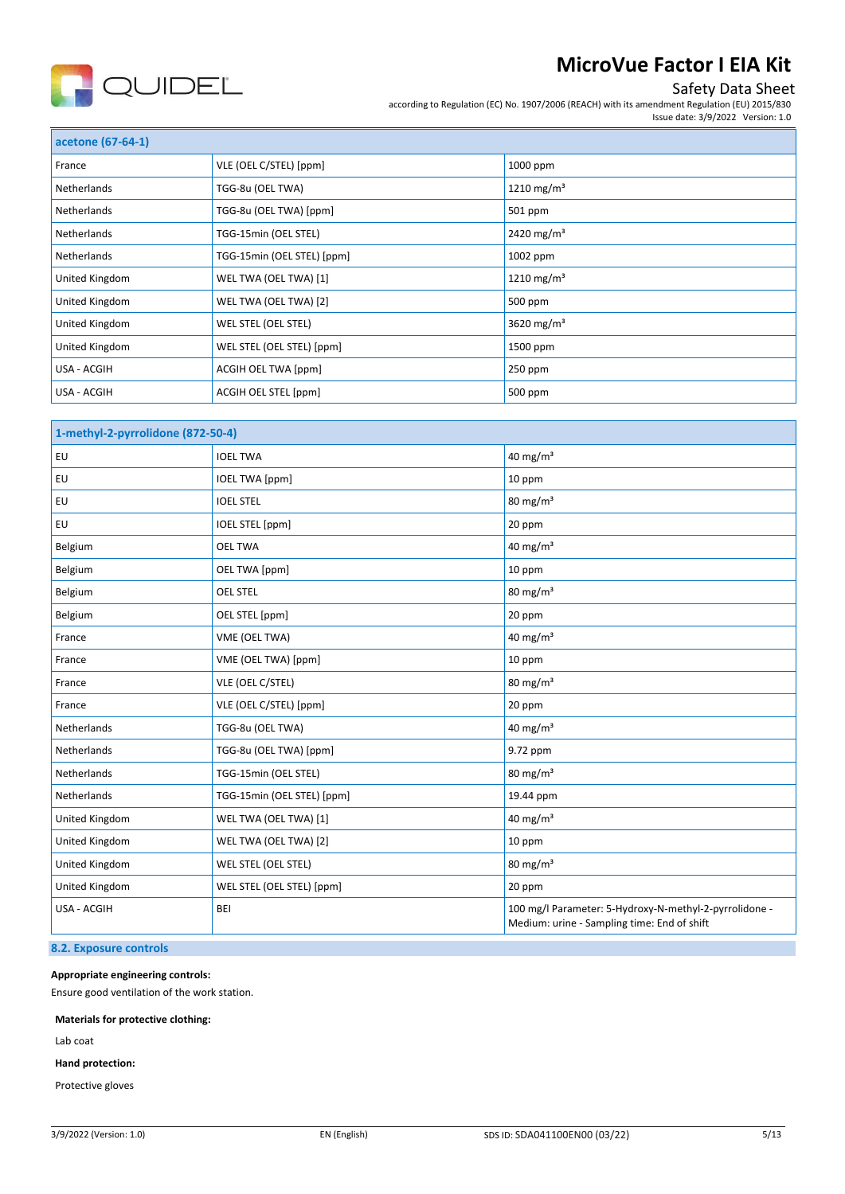| acetone (67-64-1) | | |
|---|---|---|
| France | VLE (OEL C/STEL) [ppm] | 1000 ppm |
| Netherlands | TGG-8u (OEL TWA) | 1210 mg/m³ |
| Netherlands | TGG-8u (OEL TWA) [ppm] | 501 ppm |
| Netherlands | TGG-15min (OEL STEL) | 2420 mg/m³ |
| Netherlands | TGG-15min (OEL STEL) [ppm] | 1002 ppm |
| United Kingdom | WEL TWA (OEL TWA) [1] | 1210 mg/m³ |
| United Kingdom | WEL TWA (OEL TWA) [2] | 500 ppm |
| United Kingdom | WEL STEL (OEL STEL) | 3620 mg/m³ |
| United Kingdom | WEL STEL (OEL STEL) [ppm] | 1500 ppm |
| USA - ACGIH | ACGIH OEL TWA [ppm] | 250 ppm |
| USA - ACGIH | ACGIH OEL STEL [ppm] | 500 ppm |

| 1-methyl-2-pyrrolidone (872-50-4) | | |
|---|---|---|
| EU | IOEL TWA | 40 mg/m³ |
| EU | IOEL TWA [ppm] | 10 ppm |
| EU | IOEL STEL | 80 mg/m³ |
| EU | IOEL STEL [ppm] | 20 ppm |
| Belgium | OEL TWA | 40 mg/m³ |
| Belgium | OEL TWA [ppm] | 10 ppm |
| Belgium | OEL STEL | 80 mg/m³ |
| Belgium | OEL STEL [ppm] | 20 ppm |
| France | VME (OEL TWA) | 40 mg/m³ |
| France | VME (OEL TWA) [ppm] | 10 ppm |
| France | VLE (OEL C/STEL) | 80 mg/m³ |
| France | VLE (OEL C/STEL) [ppm] | 20 ppm |
| Netherlands | TGG-8u (OEL TWA) | 40 mg/m³ |
| Netherlands | TGG-8u (OEL TWA) [ppm] | 9.72 ppm |
| Netherlands | TGG-15min (OEL STEL) | 80 mg/m³ |
| Netherlands | TGG-15min (OEL STEL) [ppm] | 19.44 ppm |
| United Kingdom | WEL TWA (OEL TWA) [1] | 40 mg/m³ |
| United Kingdom | WEL TWA (OEL TWA) [2] | 10 ppm |
| United Kingdom | WEL STEL (OEL STEL) | 80 mg/m³ |
| United Kingdom | WEL STEL (OEL STEL) [ppm] | 20 ppm |
| USA - ACGIH | BEI | 100 mg/l Parameter: 5-Hydroxy-N-methyl-2-pyrrolidone - Medium: urine - Sampling time: End of shift |

## 8.2. Exposure controls

**Appropriate engineering controls:**

Ensure good ventilation of the work station.

**Materials for protective clothing:**

Lab coat

**Hand protection:**

Protective gloves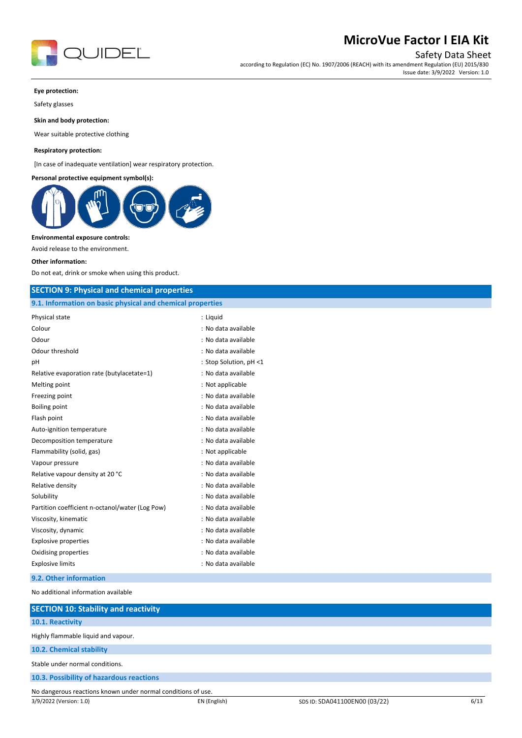**Eye protection:**

Safety glasses

**Skin and body protection:**

Wear suitable protective clothing

**Respiratory protection:**

[In case of inadequate ventilation] wear respiratory protection.

**Personal protective equipment symbol(s):**

**Environmental exposure controls:**

Avoid release to the environment.

**Other information:**

Do not eat, drink or smoke when using this product.

## SECTION 9: Physical and chemical properties

### 9.1. Information on basic physical and chemical properties

| | |
|---|---|
| Physical state | : Liquid |
| Colour | : No data available |
| Odour | : No data available |
| Odour threshold | : No data available |
| pH | : Stop Solution, pH <1 |
| Relative evaporation rate (butylacetate=1) | : No data available |
| Melting point | : Not applicable |
| Freezing point | : No data available |
| Boiling point | : No data available |
| Flash point | : No data available |
| Auto-ignition temperature | : No data available |
| Decomposition temperature | : No data available |
| Flammability (solid, gas) | : Not applicable |
| Vapour pressure | : No data available |
| Relative vapour density at 20 °C | : No data available |
| Relative density | : No data available |
| Solubility | : No data available |
| Partition coefficient n-octanol/water (Log Pow) | : No data available |
| Viscosity, kinematic | : No data available |
| Viscosity, dynamic | : No data available |
| Explosive properties | : No data available |
| Oxidising properties | : No data available |
| Explosive limits | : No data available |

### 9.2. Other information

No additional information available

## SECTION 10: Stability and reactivity

### 10.1. Reactivity

Highly flammable liquid and vapour.

### 10.2. Chemical stability

Stable under normal conditions.

### 10.3. Possibility of hazardous reactions

No dangerous reactions known under normal conditions of use.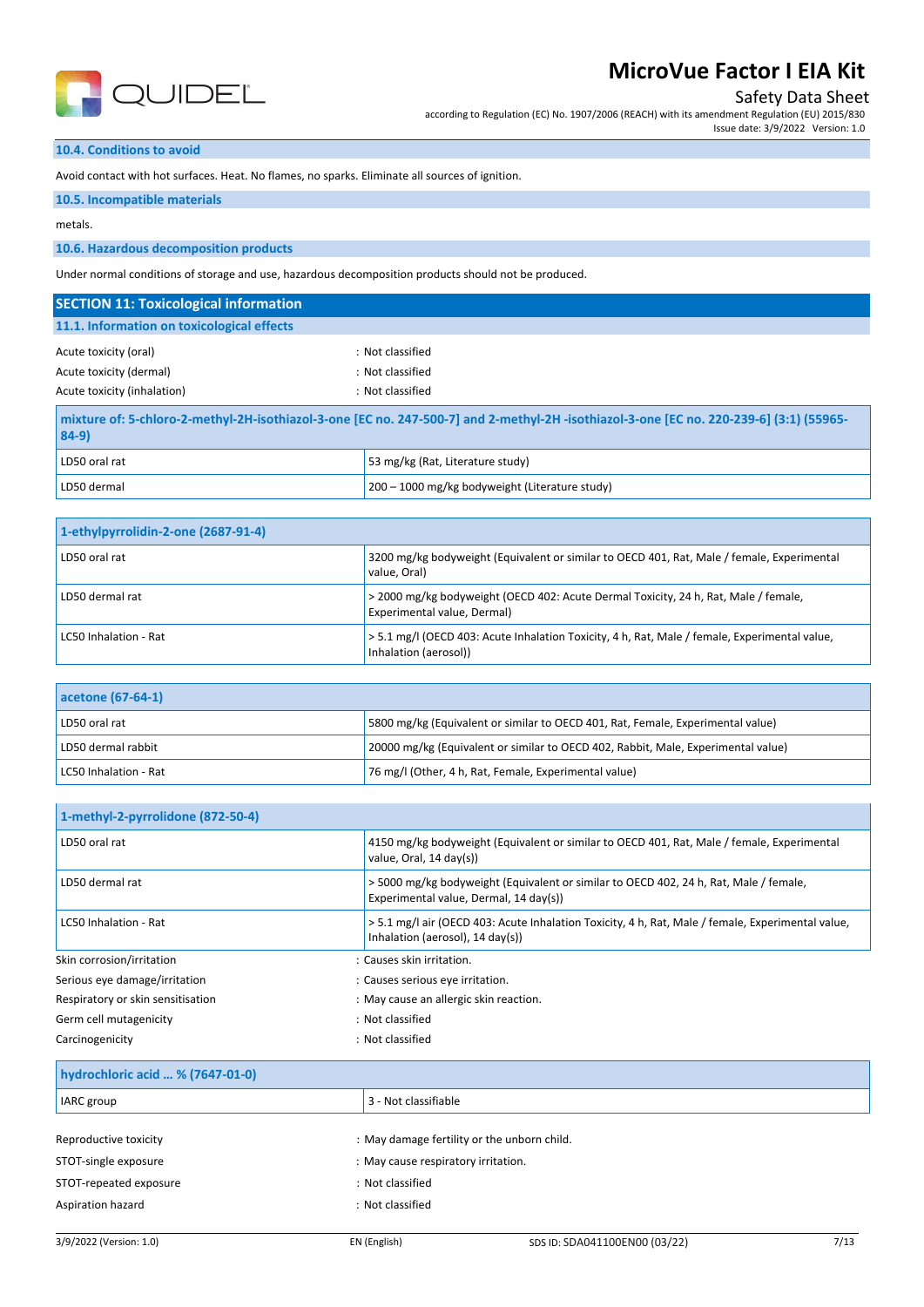### 10.4. Conditions to avoid

Avoid contact with hot surfaces. Heat. No flames, no sparks. Eliminate all sources of ignition.

### 10.5. Incompatible materials

metals.

### 10.6. Hazardous decomposition products

Under normal conditions of storage and use, hazardous decomposition products should not be produced.

## SECTION 11: Toxicological information

### 11.1. Information on toxicological effects

Acute toxicity (oral) : Not classified

Acute toxicity (dermal) : Not classified

Acute toxicity (inhalation) : Not classified

| mixture of: 5-chloro-2-methyl-2H-isothiazol-3-one [EC no. 247-500-7] and 2-methyl-2H -isothiazol-3-one [EC no. 220-239-6] (3:1) (55965-84-9) | |
|---|---|
| LD50 oral rat | 53 mg/kg (Rat, Literature study) |
| LD50 dermal | 200 – 1000 mg/kg bodyweight (Literature study) |

| 1-ethylpyrrolidin-2-one (2687-91-4) | |
|---|---|
| LD50 oral rat | 3200 mg/kg bodyweight (Equivalent or similar to OECD 401, Rat, Male / female, Experimental value, Oral) |
| LD50 dermal rat | > 2000 mg/kg bodyweight (OECD 402: Acute Dermal Toxicity, 24 h, Rat, Male / female, Experimental value, Dermal) |
| LC50 Inhalation - Rat | > 5.1 mg/l (OECD 403: Acute Inhalation Toxicity, 4 h, Rat, Male / female, Experimental value, Inhalation (aerosol)) |

| acetone (67-64-1) | |
|---|---|
| LD50 oral rat | 5800 mg/kg (Equivalent or similar to OECD 401, Rat, Female, Experimental value) |
| LD50 dermal rabbit | 20000 mg/kg (Equivalent or similar to OECD 402, Rabbit, Male, Experimental value) |
| LC50 Inhalation - Rat | 76 mg/l (Other, 4 h, Rat, Female, Experimental value) |

| 1-methyl-2-pyrrolidone (872-50-4) | |
|---|---|
| LD50 oral rat | 4150 mg/kg bodyweight (Equivalent or similar to OECD 401, Rat, Male / female, Experimental value, Oral, 14 day(s)) |
| LD50 dermal rat | > 5000 mg/kg bodyweight (Equivalent or similar to OECD 402, 24 h, Rat, Male / female, Experimental value, Dermal, 14 day(s)) |
| LC50 Inhalation - Rat | > 5.1 mg/l air (OECD 403: Acute Inhalation Toxicity, 4 h, Rat, Male / female, Experimental value, Inhalation (aerosol), 14 day(s)) |

Skin corrosion/irritation : Causes skin irritation.

Serious eye damage/irritation : Causes serious eye irritation.

Respiratory or skin sensitisation : May cause an allergic skin reaction.

Germ cell mutagenicity : Not classified

Carcinogenicity : Not classified

| hydrochloric acid … % (7647-01-0) | |
|---|---|
| IARC group | 3 - Not classifiable |

Reproductive toxicity : May damage fertility or the unborn child.

STOT-single exposure : May cause respiratory irritation.

STOT-repeated exposure : Not classified

Aspiration hazard : Not classified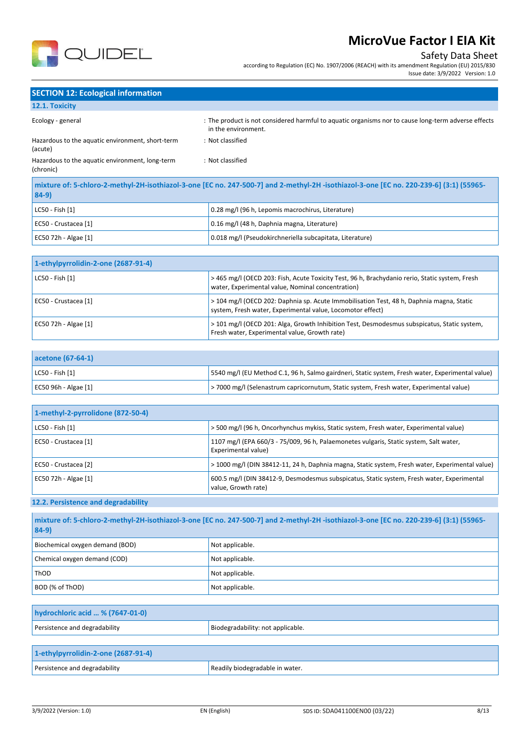## SECTION 12: Ecological information

### 12.1. Toxicity

Ecology - general : The product is not considered harmful to aquatic organisms nor to cause long-term adverse effects in the environment.

Hazardous to the aquatic environment, short-term (acute) : Not classified

Hazardous to the aquatic environment, long-term (chronic) : Not classified

| mixture of: 5-chloro-2-methyl-2H-isothiazol-3-one [EC no. 247-500-7] and 2-methyl-2H -isothiazol-3-one [EC no. 220-239-6] (3:1) (55965-84-9) | |
|---|---|
| LC50 - Fish [1] | 0.28 mg/l (96 h, Lepomis macrochirus, Literature) |
| EC50 - Crustacea [1] | 0.16 mg/l (48 h, Daphnia magna, Literature) |
| EC50 72h - Algae [1] | 0.018 mg/l (Pseudokirchneriella subcapitata, Literature) |

| 1-ethylpyrrolidin-2-one (2687-91-4) | |
|---|---|
| LC50 - Fish [1] | > 465 mg/l (OECD 203: Fish, Acute Toxicity Test, 96 h, Brachydanio rerio, Static system, Fresh water, Experimental value, Nominal concentration) |
| EC50 - Crustacea [1] | > 104 mg/l (OECD 202: Daphnia sp. Acute Immobilisation Test, 48 h, Daphnia magna, Static system, Fresh water, Experimental value, Locomotor effect) |
| EC50 72h - Algae [1] | > 101 mg/l (OECD 201: Alga, Growth Inhibition Test, Desmodesmus subspicatus, Static system, Fresh water, Experimental value, Growth rate) |

| acetone (67-64-1) | |
|---|---|
| LC50 - Fish [1] | 5540 mg/l (EU Method C.1, 96 h, Salmo gairdneri, Static system, Fresh water, Experimental value) |
| EC50 96h - Algae [1] | > 7000 mg/l (Selenastrum capricornutum, Static system, Fresh water, Experimental value) |

| 1-methyl-2-pyrrolidone (872-50-4) | |
|---|---|
| LC50 - Fish [1] | > 500 mg/l (96 h, Oncorhynchus mykiss, Static system, Fresh water, Experimental value) |
| EC50 - Crustacea [1] | 1107 mg/l (EPA 660/3 - 75/009, 96 h, Palaemonetes vulgaris, Static system, Salt water, Experimental value) |
| EC50 - Crustacea [2] | > 1000 mg/l (DIN 38412-11, 24 h, Daphnia magna, Static system, Fresh water, Experimental value) |
| EC50 72h - Algae [1] | 600.5 mg/l (DIN 38412-9, Desmodesmus subspicatus, Static system, Fresh water, Experimental value, Growth rate) |

### 12.2. Persistence and degradability

| mixture of: 5-chloro-2-methyl-2H-isothiazol-3-one [EC no. 247-500-7] and 2-methyl-2H -isothiazol-3-one [EC no. 220-239-6] (3:1) (55965-84-9) | |
|---|---|
| Biochemical oxygen demand (BOD) | Not applicable. |
| Chemical oxygen demand (COD) | Not applicable. |
| ThOD | Not applicable. |
| BOD (% of ThOD) | Not applicable. |

| hydrochloric acid … % (7647-01-0) | |
|---|---|
| Persistence and degradability | Biodegradability: not applicable. |

| 1-ethylpyrrolidin-2-one (2687-91-4) | |
|---|---|
| Persistence and degradability | Readily biodegradable in water. |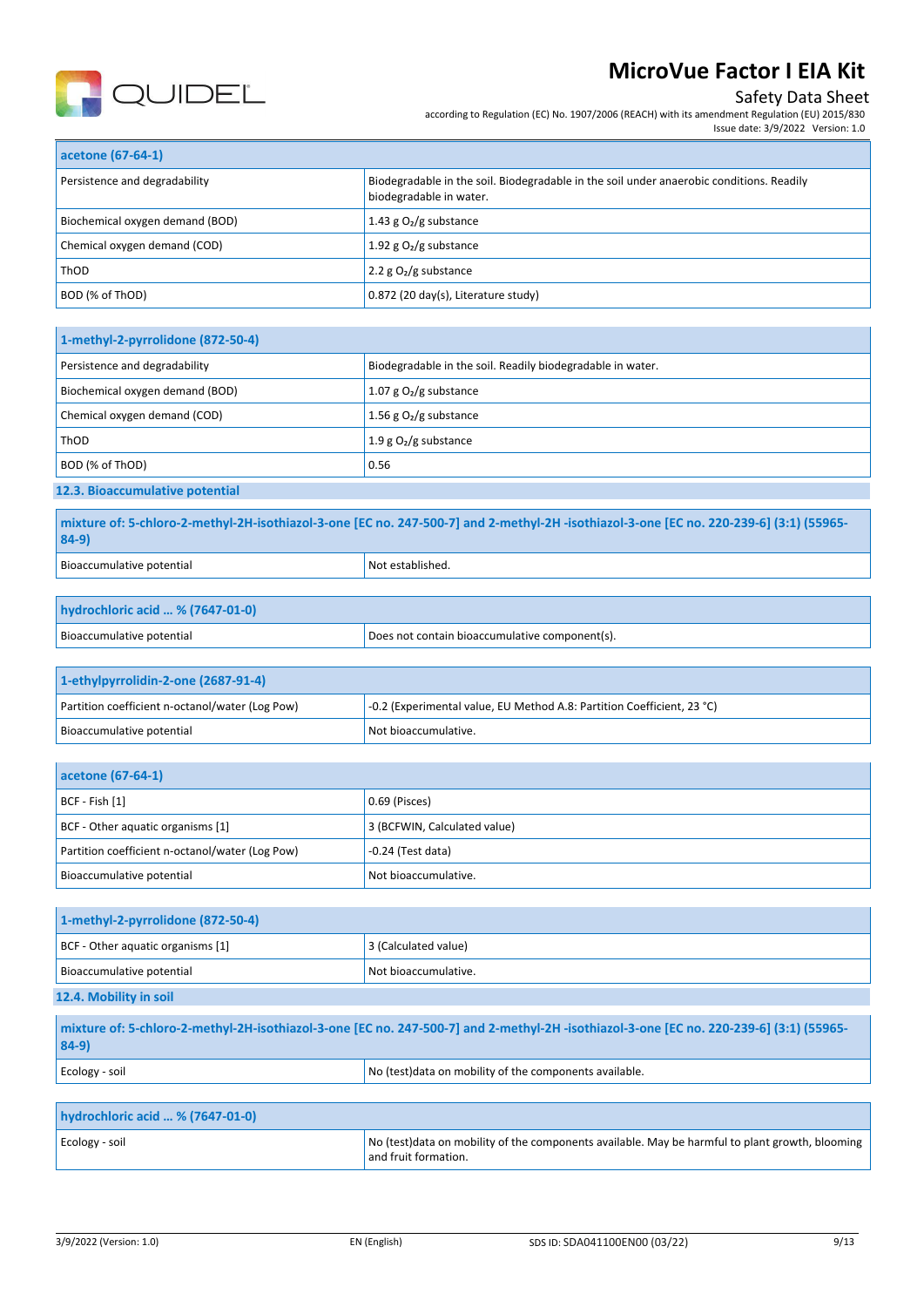| acetone (67-64-1) | |
|---|---|
| Persistence and degradability | Biodegradable in the soil. Biodegradable in the soil under anaerobic conditions. Readily biodegradable in water. |
| Biochemical oxygen demand (BOD) | 1.43 g $O_2$/g substance |
| Chemical oxygen demand (COD) | 1.92 g $O_2$/g substance |
| ThOD | 2.2 g $O_2$/g substance |
| BOD (% of ThOD) | 0.872 (20 day(s), Literature study) |

| 1-methyl-2-pyrrolidone (872-50-4) | |
|---|---|
| Persistence and degradability | Biodegradable in the soil. Readily biodegradable in water. |
| Biochemical oxygen demand (BOD) | 1.07 g $O_2$/g substance |
| Chemical oxygen demand (COD) | 1.56 g $O_2$/g substance |
| ThOD | 1.9 g $O_2$/g substance |
| BOD (% of ThOD) | 0.56 |

### 12.3. Bioaccumulative potential

| mixture of: 5-chloro-2-methyl-2H-isothiazol-3-one [EC no. 247-500-7] and 2-methyl-2H -isothiazol-3-one [EC no. 220-239-6] (3:1) (55965-84-9) | |
|---|---|
| Bioaccumulative potential | Not established. |

| hydrochloric acid … % (7647-01-0) | |
|---|---|
| Bioaccumulative potential | Does not contain bioaccumulative component(s). |

| 1-ethylpyrrolidin-2-one (2687-91-4) | |
|---|---|
| Partition coefficient n-octanol/water (Log Pow) | -0.2 (Experimental value, EU Method A.8: Partition Coefficient, 23 °C) |
| Bioaccumulative potential | Not bioaccumulative. |

| acetone (67-64-1) | |
|---|---|
| BCF - Fish [1] | 0.69 (Pisces) |
| BCF - Other aquatic organisms [1] | 3 (BCFWIN, Calculated value) |
| Partition coefficient n-octanol/water (Log Pow) | -0.24 (Test data) |
| Bioaccumulative potential | Not bioaccumulative. |

| 1-methyl-2-pyrrolidone (872-50-4) | |
|---|---|
| BCF - Other aquatic organisms [1] | 3 (Calculated value) |
| Bioaccumulative potential | Not bioaccumulative. |

### 12.4. Mobility in soil

| mixture of: 5-chloro-2-methyl-2H-isothiazol-3-one [EC no. 247-500-7] and 2-methyl-2H -isothiazol-3-one [EC no. 220-239-6] (3:1) (55965-84-9) | |
|---|---|
| Ecology - soil | No (test)data on mobility of the components available. |

| hydrochloric acid … % (7647-01-0) | |
|---|---|
| Ecology - soil | No (test)data on mobility of the components available. May be harmful to plant growth, blooming and fruit formation. |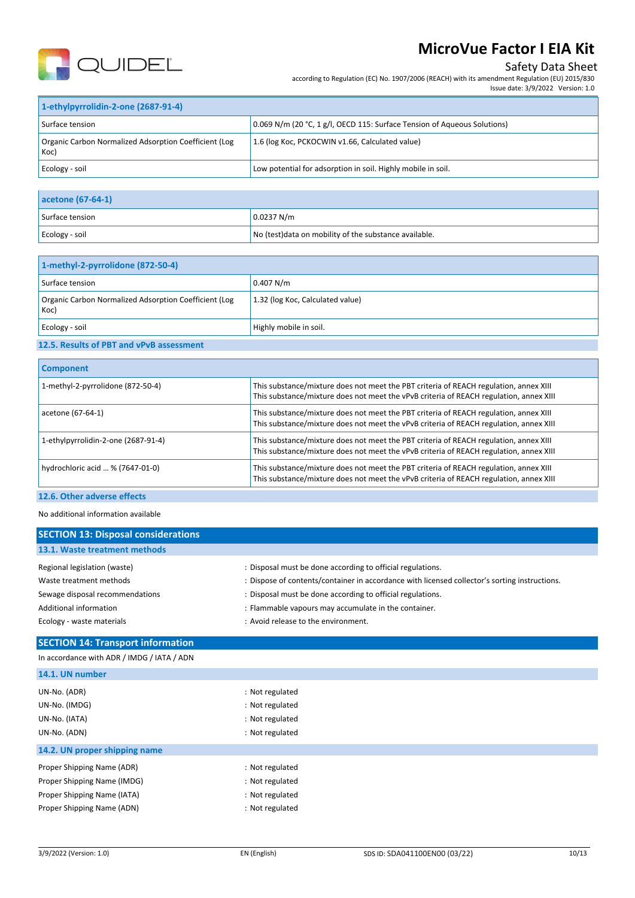| 1-ethylpyrrolidin-2-one (2687-91-4) | |
|---|---|
| Surface tension | 0.069 N/m (20 °C, 1 g/l, OECD 115: Surface Tension of Aqueous Solutions) |
| Organic Carbon Normalized Adsorption Coefficient (Log Koc) | 1.6 (log Koc, PCKOCWIN v1.66, Calculated value) |
| Ecology - soil | Low potential for adsorption in soil. Highly mobile in soil. |

| acetone (67-64-1) | |
|---|---|
| Surface tension | 0.0237 N/m |
| Ecology - soil | No (test)data on mobility of the substance available. |

| 1-methyl-2-pyrrolidone (872-50-4) | |
|---|---|
| Surface tension | 0.407 N/m |
| Organic Carbon Normalized Adsorption Coefficient (Log Koc) | 1.32 (log Koc, Calculated value) |
| Ecology - soil | Highly mobile in soil. |

### 12.5. Results of PBT and vPvB assessment

| Component | |
|---|---|
| 1-methyl-2-pyrrolidone (872-50-4) | This substance/mixture does not meet the PBT criteria of REACH regulation, annex XIII<br>This substance/mixture does not meet the vPvB criteria of REACH regulation, annex XIII |
| acetone (67-64-1) | This substance/mixture does not meet the PBT criteria of REACH regulation, annex XIII<br>This substance/mixture does not meet the vPvB criteria of REACH regulation, annex XIII |
| 1-ethylpyrrolidin-2-one (2687-91-4) | This substance/mixture does not meet the PBT criteria of REACH regulation, annex XIII<br>This substance/mixture does not meet the vPvB criteria of REACH regulation, annex XIII |
| hydrochloric acid … % (7647-01-0) | This substance/mixture does not meet the PBT criteria of REACH regulation, annex XIII<br>This substance/mixture does not meet the vPvB criteria of REACH regulation, annex XIII |

### 12.6. Other adverse effects

No additional information available

## SECTION 13: Disposal considerations

### 13.1. Waste treatment methods

Regional legislation (waste) : Disposal must be done according to official regulations.

Waste treatment methods : Dispose of contents/container in accordance with licensed collector's sorting instructions.

Sewage disposal recommendations : Disposal must be done according to official regulations.

Additional information : Flammable vapours may accumulate in the container.

Ecology - waste materials : Avoid release to the environment.

## SECTION 14: Transport information

In accordance with ADR / IMDG / IATA / ADN

### 14.1. UN number

UN-No. (ADR) : Not regulated

UN-No. (IMDG) : Not regulated

UN-No. (IATA) : Not regulated

UN-No. (ADN) : Not regulated

### 14.2. UN proper shipping name

Proper Shipping Name (ADR) : Not regulated

Proper Shipping Name (IMDG) : Not regulated

Proper Shipping Name (IATA) : Not regulated

Proper Shipping Name (ADN) : Not regulated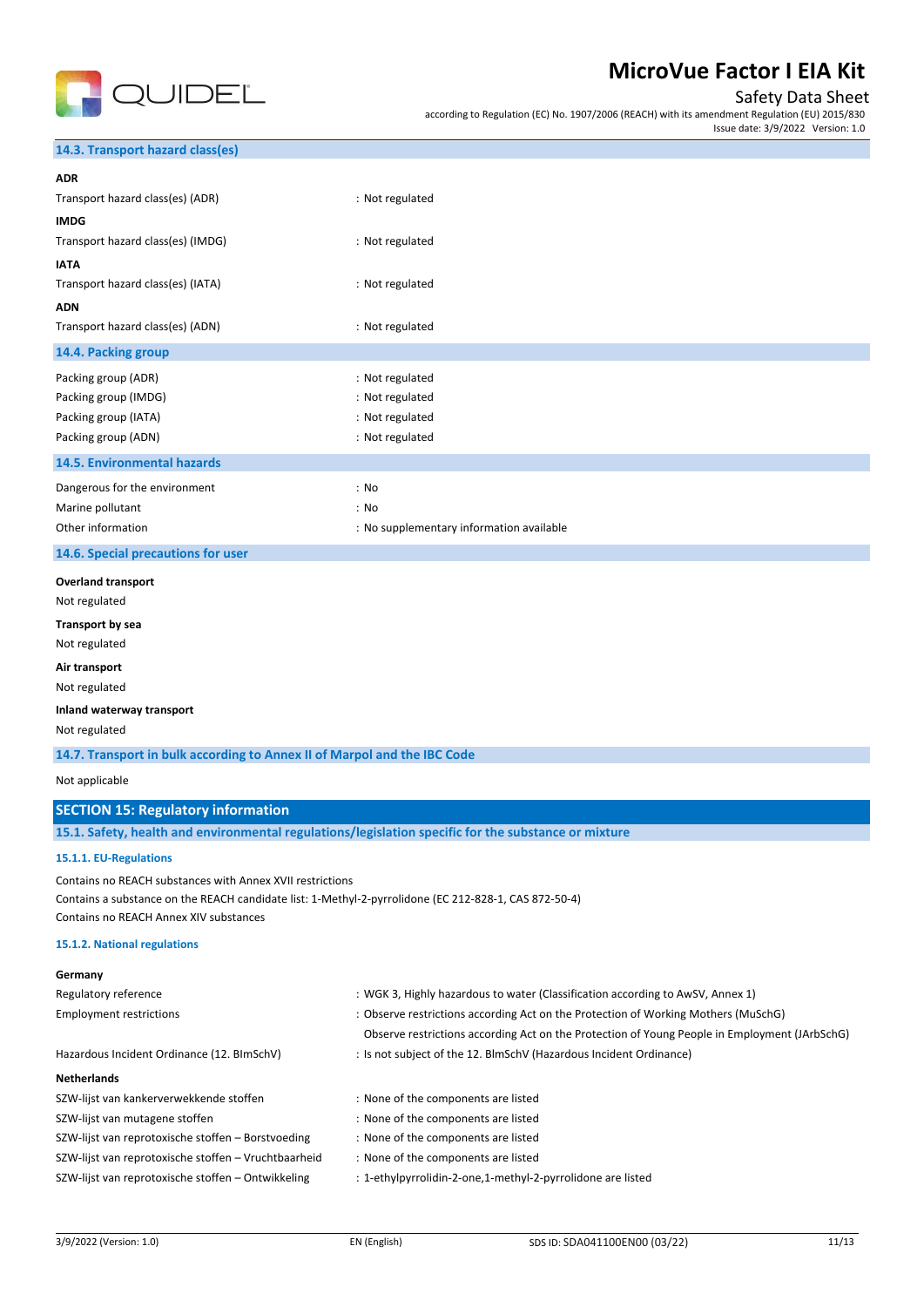### 14.3. Transport hazard class(es)

**ADR**

| | |
|---|---|
| Transport hazard class(es) (ADR) | : Not regulated |

**IMDG**

| | |
|---|---|
| Transport hazard class(es) (IMDG) | : Not regulated |

**IATA**

| | |
|---|---|
| Transport hazard class(es) (IATA) | : Not regulated |

**ADN**

| | |
|---|---|
| Transport hazard class(es) (ADN) | : Not regulated |

### 14.4. Packing group

| | |
|---|---|
| Packing group (ADR) | : Not regulated |
| Packing group (IMDG) | : Not regulated |
| Packing group (IATA) | : Not regulated |
| Packing group (ADN) | : Not regulated |

### 14.5. Environmental hazards

| | |
|---|---|
| Dangerous for the environment | : No |
| Marine pollutant | : No |
| Other information | : No supplementary information available |

### 14.6. Special precautions for user

**Overland transport**

Not regulated

**Transport by sea**

Not regulated

**Air transport**

Not regulated

**Inland waterway transport**

Not regulated

### 14.7. Transport in bulk according to Annex II of Marpol and the IBC Code

Not applicable

## SECTION 15: Regulatory information

### 15.1. Safety, health and environmental regulations/legislation specific for the substance or mixture

#### 15.1.1. EU-Regulations

Contains no REACH substances with Annex XVII restrictions
Contains a substance on the REACH candidate list: 1-Methyl-2-pyrrolidone (EC 212-828-1, CAS 872-50-4)
Contains no REACH Annex XIV substances

#### 15.1.2. National regulations

**Germany**

| | |
|---|---|
| Regulatory reference | : WGK 3, Highly hazardous to water (Classification according to AwSV, Annex 1) |
| Employment restrictions | : Observe restrictions according Act on the Protection of Working Mothers (MuSchG)<br>Observe restrictions according Act on the Protection of Young People in Employment (JArbSchG) |
| Hazardous Incident Ordinance (12. BImSchV) | : Is not subject of the 12. BlmSchV (Hazardous Incident Ordinance) |

**Netherlands**

| | |
|---|---|
| SZW-lijst van kankerverwekkende stoffen | : None of the components are listed |
| SZW-lijst van mutagene stoffen | : None of the components are listed |
| SZW-lijst van reprotoxische stoffen – Borstvoeding | : None of the components are listed |
| SZW-lijst van reprotoxische stoffen – Vruchtbaarheid | : None of the components are listed |
| SZW-lijst van reprotoxische stoffen – Ontwikkeling | : 1-ethylpyrrolidin-2-one,1-methyl-2-pyrrolidone are listed |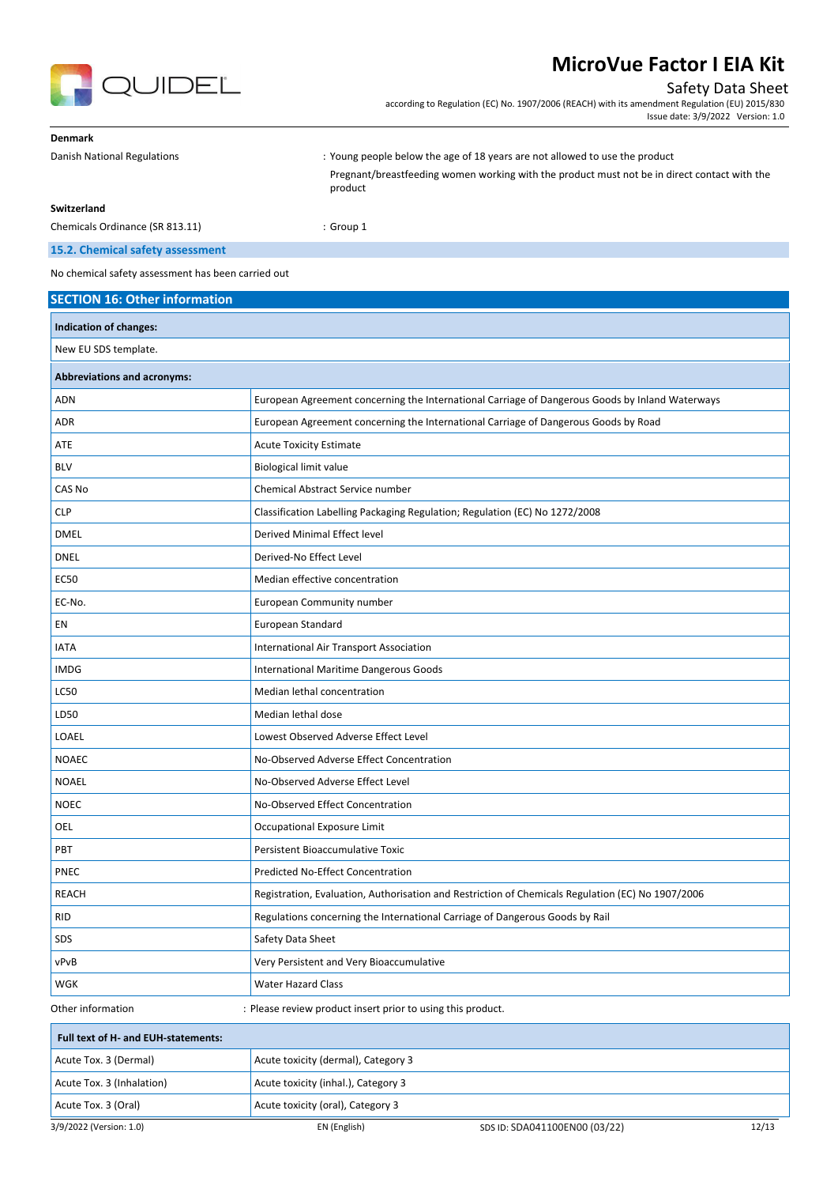**Denmark**

Danish National Regulations : Young people below the age of 18 years are not allowed to use the product

Pregnant/breastfeeding women working with the product must not be in direct contact with the product

**Switzerland**

Chemicals Ordinance (SR 813.11) : Group 1

### 15.2. Chemical safety assessment

No chemical safety assessment has been carried out

## SECTION 16: Other information

| Indication of changes: |
|---|
| New EU SDS template. |

| Abbreviations and acronyms: | |
|---|---|
| ADN | European Agreement concerning the International Carriage of Dangerous Goods by Inland Waterways |
| ADR | European Agreement concerning the International Carriage of Dangerous Goods by Road |
| ATE | Acute Toxicity Estimate |
| BLV | Biological limit value |
| CAS No | Chemical Abstract Service number |
| CLP | Classification Labelling Packaging Regulation; Regulation (EC) No 1272/2008 |
| DMEL | Derived Minimal Effect level |
| DNEL | Derived-No Effect Level |
| EC50 | Median effective concentration |
| EC-No. | European Community number |
| EN | European Standard |
| IATA | International Air Transport Association |
| IMDG | International Maritime Dangerous Goods |
| LC50 | Median lethal concentration |
| LD50 | Median lethal dose |
| LOAEL | Lowest Observed Adverse Effect Level |
| NOAEC | No-Observed Adverse Effect Concentration |
| NOAEL | No-Observed Adverse Effect Level |
| NOEC | No-Observed Effect Concentration |
| OEL | Occupational Exposure Limit |
| PBT | Persistent Bioaccumulative Toxic |
| PNEC | Predicted No-Effect Concentration |
| REACH | Registration, Evaluation, Authorisation and Restriction of Chemicals Regulation (EC) No 1907/2006 |
| RID | Regulations concerning the International Carriage of Dangerous Goods by Rail |
| SDS | Safety Data Sheet |
| vPvB | Very Persistent and Very Bioaccumulative |
| WGK | Water Hazard Class |

Other information : Please review product insert prior to using this product.

| Full text of H- and EUH-statements: | |
|---|---|
| Acute Tox. 3 (Dermal) | Acute toxicity (dermal), Category 3 |
| Acute Tox. 3 (Inhalation) | Acute toxicity (inhal.), Category 3 |
| Acute Tox. 3 (Oral) | Acute toxicity (oral), Category 3 |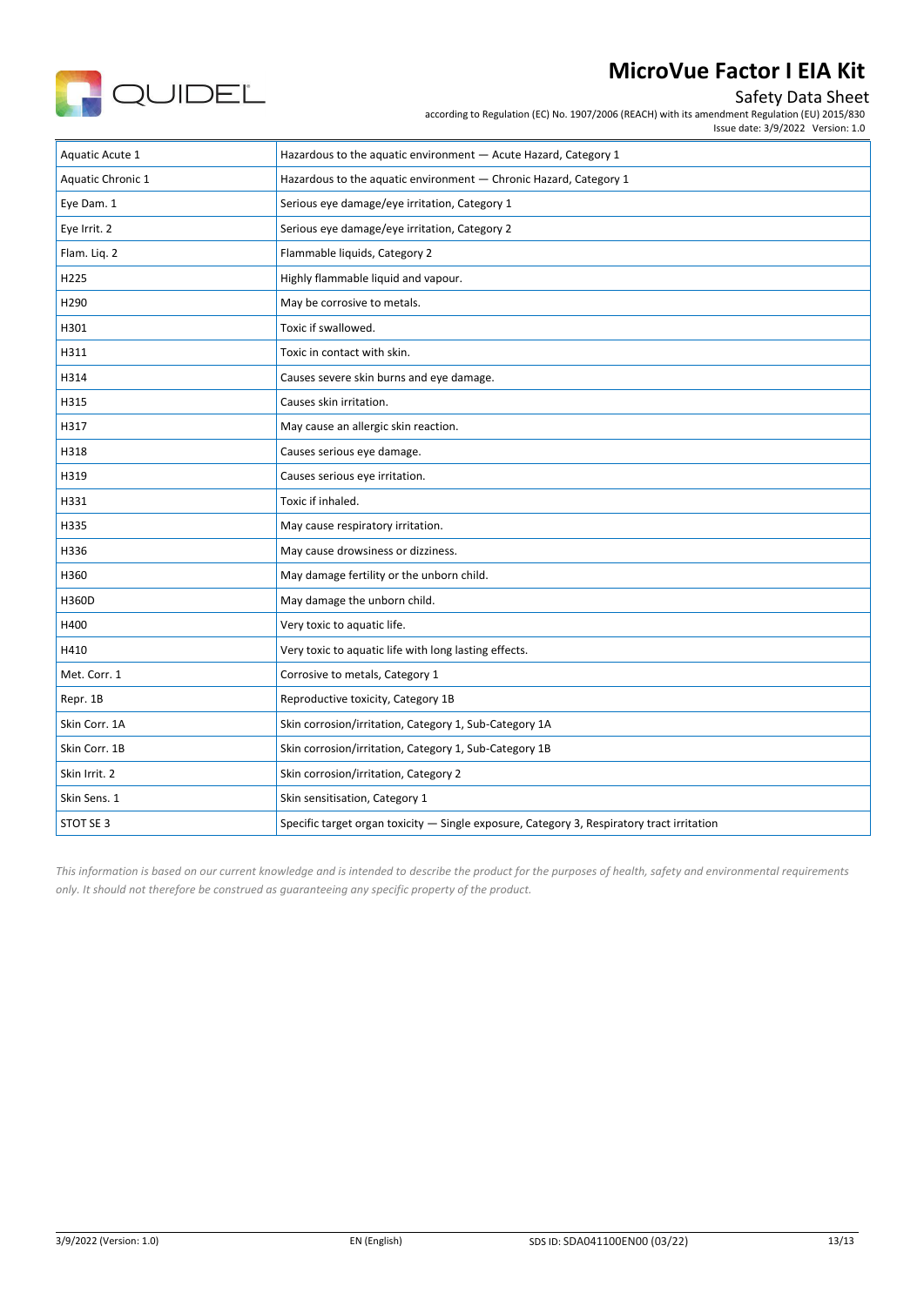| | |
|---|---|
| Aquatic Acute 1 | Hazardous to the aquatic environment — Acute Hazard, Category 1 |
| Aquatic Chronic 1 | Hazardous to the aquatic environment — Chronic Hazard, Category 1 |
| Eye Dam. 1 | Serious eye damage/eye irritation, Category 1 |
| Eye Irrit. 2 | Serious eye damage/eye irritation, Category 2 |
| Flam. Liq. 2 | Flammable liquids, Category 2 |
| H225 | Highly flammable liquid and vapour. |
| H290 | May be corrosive to metals. |
| H301 | Toxic if swallowed. |
| H311 | Toxic in contact with skin. |
| H314 | Causes severe skin burns and eye damage. |
| H315 | Causes skin irritation. |
| H317 | May cause an allergic skin reaction. |
| H318 | Causes serious eye damage. |
| H319 | Causes serious eye irritation. |
| H331 | Toxic if inhaled. |
| H335 | May cause respiratory irritation. |
| H336 | May cause drowsiness or dizziness. |
| H360 | May damage fertility or the unborn child. |
| H360D | May damage the unborn child. |
| H400 | Very toxic to aquatic life. |
| H410 | Very toxic to aquatic life with long lasting effects. |
| Met. Corr. 1 | Corrosive to metals, Category 1 |
| Repr. 1B | Reproductive toxicity, Category 1B |
| Skin Corr. 1A | Skin corrosion/irritation, Category 1, Sub-Category 1A |
| Skin Corr. 1B | Skin corrosion/irritation, Category 1, Sub-Category 1B |
| Skin Irrit. 2 | Skin corrosion/irritation, Category 2 |
| Skin Sens. 1 | Skin sensitisation, Category 1 |
| STOT SE 3 | Specific target organ toxicity — Single exposure, Category 3, Respiratory tract irritation |

*This information is based on our current knowledge and is intended to describe the product for the purposes of health, safety and environmental requirements only. It should not therefore be construed as guaranteeing any specific property of the product.*